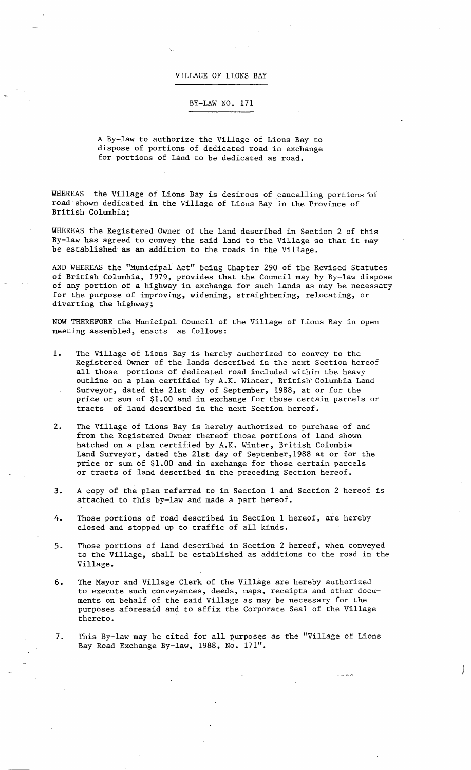# VILLAGE OF LIONS BAY

## BY-LAW NO. 171

A By-law to authorize the Village of Lions Bay to dispose of portions of dedicated road in exchange for portions of land to be dedicated as road.

WHEREAS the Village of Lions Bay is desirous of cancelling portions of road shown dedicated in the Village of Lions Bay in the Province of British Columbia;

WHEREAS the Registered Owner of the land described in Section 2 of this By-law has agreed to convey the said land to the Village so that it may be established as an addition to the roads in the Village.

AND WHEREAS the "Municipal Act" being Chapter 290 of the Revised Statutes of British Columbia, 1979, provides that the Council may by By-law dispose of any portion of a highway in exchange for such lands as may be necessary for the purpose of improving, widening, straightening, relocating, or diverting the highway;

NOW THEREFORE the Municipal Council of the Village of Lions Bay in open meeting assembled, enacts as follows:

1. The Village of Lions Bay is hereby authorized to convey to the Registered Owner of the lands described in the next Section hereof all those portions of dedicated road included within the heavy outline on a plan certified by A.K. Winter, British Columbia Land Surveyor, dated the 21st day of September, 1988, at or for the price or sum of $1.00 and in exchange for those certain parcels or tracts of land described in the next Section hereof.

2. The Village of Lions Bay is hereby authorized to purchase of and from the Registered Owner thereof those portions of land shown hatched on a plan certified by A.K. Winter, British Columbia Land Surveyor, dated the 21st day of September,1988 at or for the price or sum of $1.00 and in exchange for those certain parcels or tracts of land described in the preceding Section hereof.

3. A copy of the plan referred to in Section 1 and Section 2 hereof is attached to this by-law and made a part hereof.

4. Those portions of road described in Section 1 hereof, are hereby closed and stopped up to traffic of all kinds.

5. Those portions of land described in Section 2 hereof, when conveyed to the Village, shall be established as additions to the road in the Village.

6. The Mayor and Village Clerk of the Village are hereby authorized to execute such conveyances, deeds, maps, receipts and other documents on behalf of the said Village as may be necessary for the purposes aforesaid and to affix the Corporate Seal of the Village thereto.

7. This By-law may be cited for all purposes as the "Village of Lions Bay Road Exchange By-law, 1988, No. 171".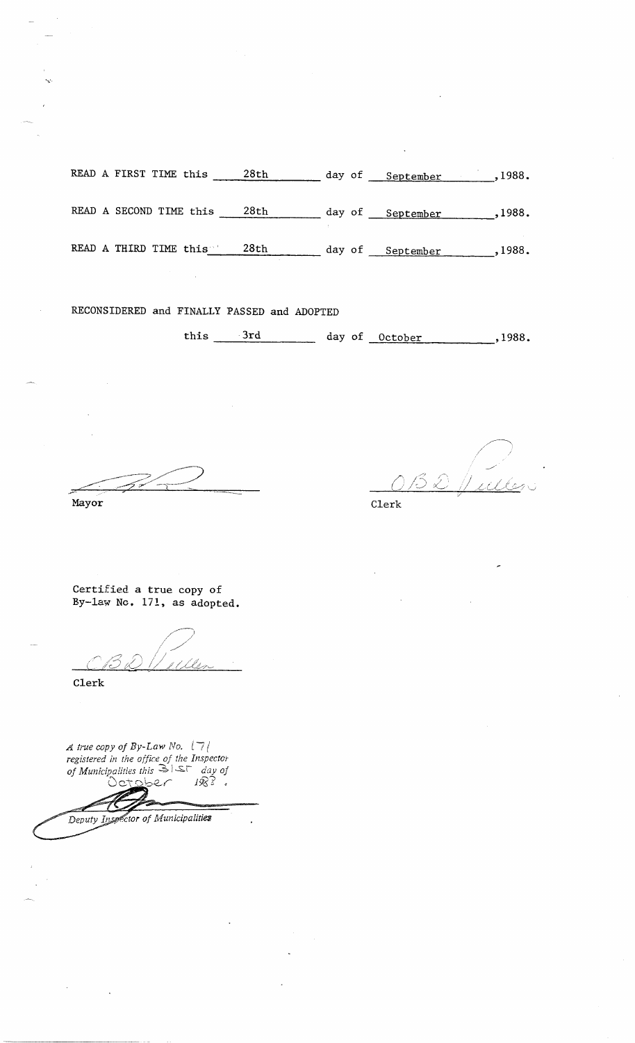READ A FIRST TIME this 28th day of September, 1988.

READ A SECOND TIME this 28th day of September, 1988.

READ A THIRD TIME this 28th day of September, 1988.

RECONSIDERED and FINALLY PASSED and ADOPTED

this 3rd day of October, 1988.

Mayor

O.B.D. Pullen

Clerk

Certified a true copy of By-law No. 171, as adopted.

O.B.D. Pullen

Clerk

*A true copy of By-Law No.* 171 *registered in the office of the Inspector of Municipalities this* 31st *day of* October *1988.*

*Deputy Inspector of Municipalities*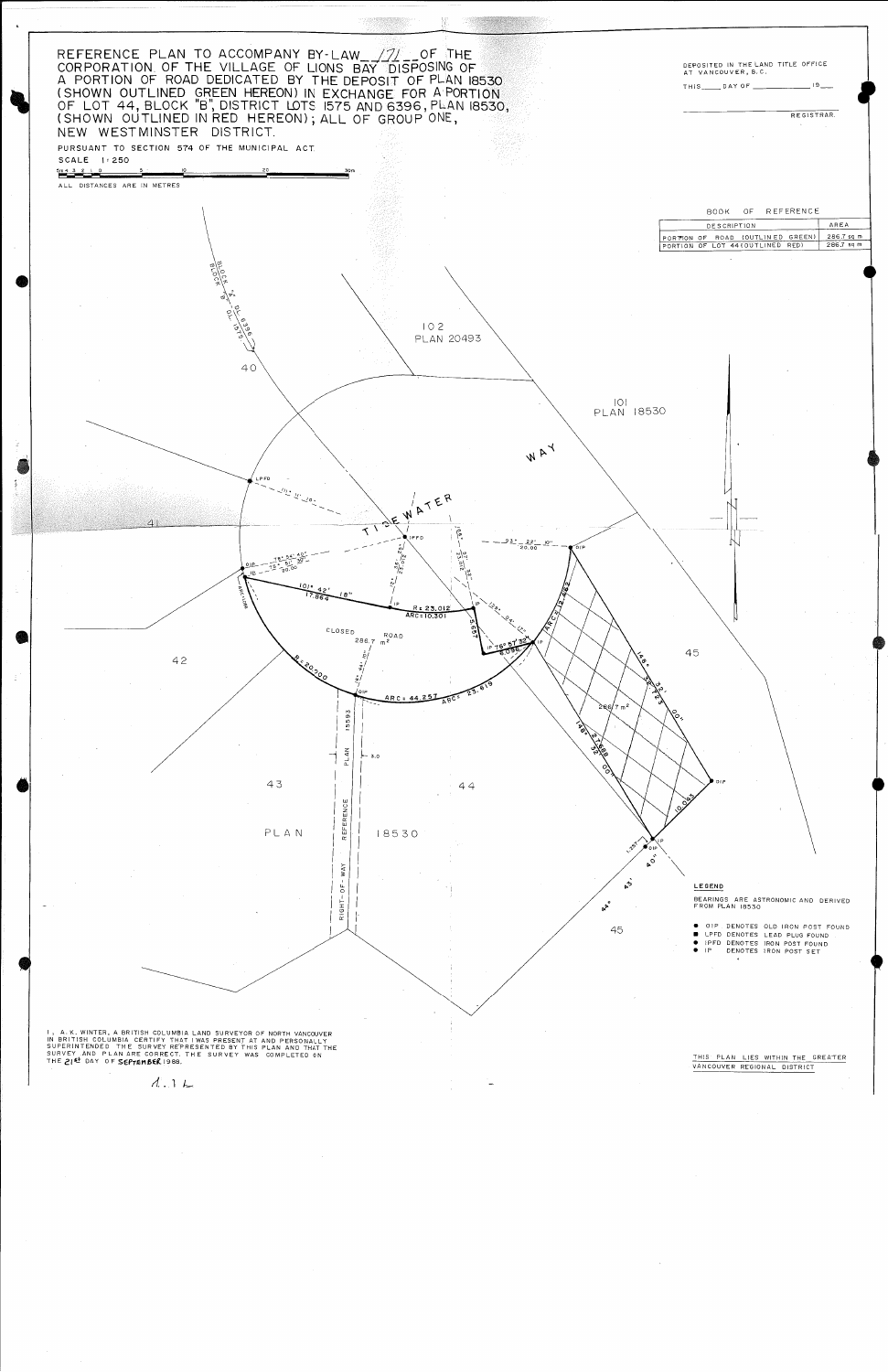# REFERENCE PLAN TO ACCOMPANY BY-LAW 171 OF THE CORPORATION OF THE VILLAGE OF LIONS BAY DISPOSING OF A PORTION OF ROAD DEDICATED BY THE DEPOSIT OF PLAN 18530 (SHOWN OUTLINED GREEN HEREON) IN EXCHANGE FOR A PORTION OF LOT 44, BLOCK "B", DISTRICT LOTS 1575 AND 6396, PLAN 18530, (SHOWN OUTLINED IN RED HEREON); ALL OF GROUP ONE, NEW WESTMINSTER DISTRICT.

PURSUANT TO SECTION 574 OF THE MUNICIPAL ACT.

SCALE 1:250

ALL DISTANCES ARE IN METRES

DEPOSITED IN THE LAND TITLE OFFICE AT VANCOUVER, B.C.

THIS ____ DAY OF ____________ 19 ____

REGISTRAR.

BOOK OF REFERENCE

| DESCRIPTION | AREA |
|---|---|
| PORTION OF ROAD (OUTLINED GREEN) | 286.7 sq m |
| PORTION OF LOT 44 (OUTLINED RED) | 286.7 sq m |

BLOCK "B" D.L. 6396
BLOCK "B" D.L. 1575

40

41

42

43

44

45

102
PLAN 20493

101
PLAN 18530

TIDEWATER WAY

CLOSED ROAD 286.7 m²

286.7 m²

PLAN REFERENCE PLAN 15593 RIGHT-OF-WAY

PLAN 18530

LPFD
IPFD
OIP
IP

R = 23.012
ARC = 10.301
R = 20.000
ARC = 44.257
ARC = 23.819
ARC = 13.462

101° 42' 18"
17.864

5.697

76° 57' 30"
6.066

148° 32' 00"
22.223

148° 27' 00"
27.889

10.063

1.257

5.0

20.00

## LEGEND

BEARINGS ARE ASTRONOMIC AND DERIVED FROM PLAN 18530

- OIP DENOTES OLD IRON POST FOUND
- LPFD DENOTES LEAD PLUG FOUND
- IPFD DENOTES IRON POST FOUND
- IP DENOTES IRON POST SET

I, A. K. WINTER, A BRITISH COLUMBIA LAND SURVEYOR OF NORTH VANCOUVER IN BRITISH COLUMBIA CERTIFY THAT I WAS PRESENT AT AND PERSONALLY SUPERINTENDED THE SURVEY REPRESENTED BY THIS PLAN AND THAT THE SURVEY AND PLAN ARE CORRECT. THE SURVEY WAS COMPLETED ON THE 21st DAY OF SEPTEMBER 1988.

THIS PLAN LIES WITHIN THE GREATER VANCOUVER REGIONAL DISTRICT